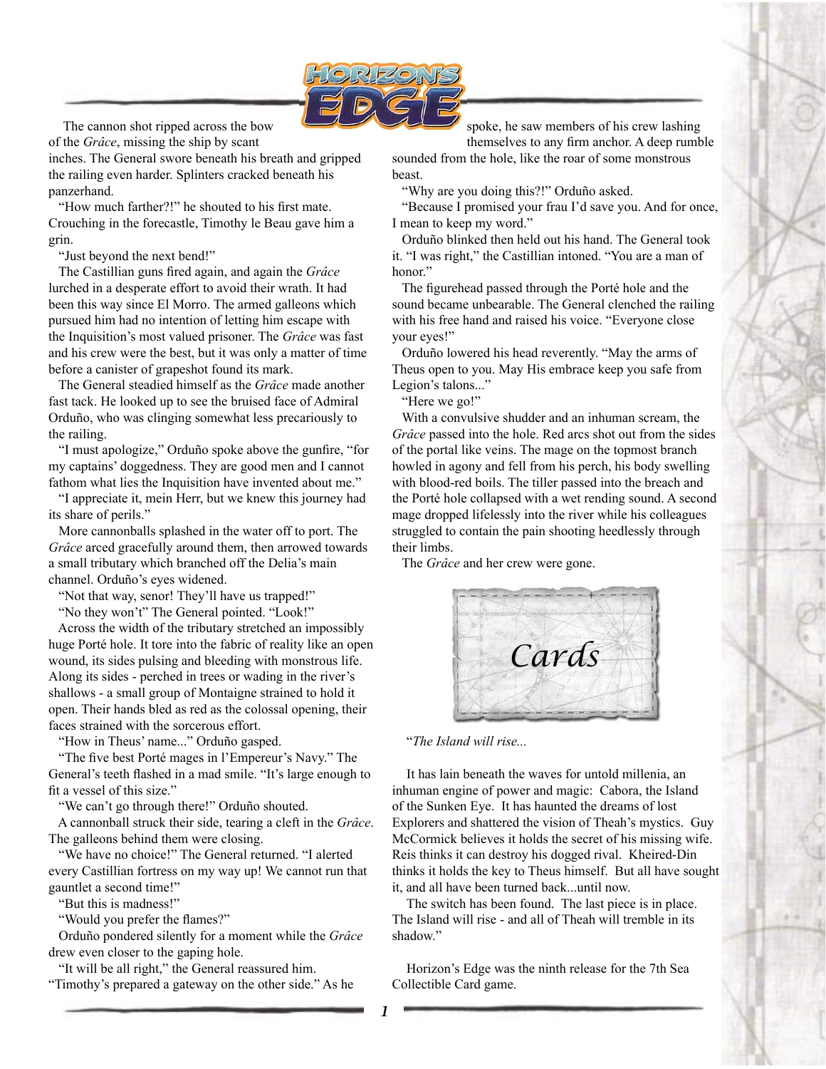# Horizon's Edge

The cannon shot ripped across the bow of the *Grâce*, missing the ship by scant inches. The General swore beneath his breath and gripped the railing even harder. Splinters cracked beneath his panzerhand.

"How much farther?!" he shouted to his first mate. Crouching in the forecastle, Timothy le Beau gave him a grin.

"Just beyond the next bend!"

The Castillian guns fired again, and again the *Grâce* lurched in a desperate effort to avoid their wrath. It had been this way since El Morro. The armed galleons which pursued him had no intention of letting him escape with the Inquisition's most valued prisoner. The *Grâce* was fast and his crew were the best, but it was only a matter of time before a canister of grapeshot found its mark.

The General steadied himself as the *Grâce* made another fast tack. He looked up to see the bruised face of Admiral Orduño, who was clinging somewhat less precariously to the railing.

"I must apologize," Orduño spoke above the gunfire, "for my captains' doggedness. They are good men and I cannot fathom what lies the Inquisition have invented about me."

"I appreciate it, mein Herr, but we knew this journey had its share of perils."

More cannonballs splashed in the water off to port. The *Grâce* arced gracefully around them, then arrowed towards a small tributary which branched off the Delia's main channel. Orduño's eyes widened.

"Not that way, senor! They'll have us trapped!"

"No they won't" The General pointed. "Look!"

Across the width of the tributary stretched an impossibly huge Porté hole. It tore into the fabric of reality like an open wound, its sides pulsing and bleeding with monstrous life. Along its sides - perched in trees or wading in the river's shallows - a small group of Montaigne strained to hold it open. Their hands bled as red as the colossal opening, their faces strained with the sorcerous effort.

"How in Theus' name..." Orduño gasped.

"The five best Porté mages in l'Empereur's Navy." The General's teeth flashed in a mad smile. "It's large enough to fit a vessel of this size."

"We can't go through there!" Orduño shouted.

A cannonball struck their side, tearing a cleft in the *Grâce*. The galleons behind them were closing.

"We have no choice!" The General returned. "I alerted every Castillian fortress on my way up! We cannot run that gauntlet a second time!"

"But this is madness!"

"Would you prefer the flames?"

Orduño pondered silently for a moment while the *Grâce* drew even closer to the gaping hole.

"It will be all right," the General reassured him. "Timothy's prepared a gateway on the other side." As he spoke, he saw members of his crew lashing themselves to any firm anchor. A deep rumble sounded from the hole, like the roar of some monstrous beast.

"Why are you doing this?!" Orduño asked.

"Because I promised your frau I'd save you. And for once, I mean to keep my word."

Orduño blinked then held out his hand. The General took it. "I was right," the Castillian intoned. "You are a man of honor."

The figurehead passed through the Porté hole and the sound became unbearable. The General clenched the railing with his free hand and raised his voice. "Everyone close your eyes!"

Orduño lowered his head reverently. "May the arms of Theus open to you. May His embrace keep you safe from Legion's talons..."

"Here we go!"

With a convulsive shudder and an inhuman scream, the *Grâce* passed into the hole. Red arcs shot out from the sides of the portal like veins. The mage on the topmost branch howled in agony and fell from his perch, his body swelling with blood-red boils. The tiller passed into the breach and the Porté hole collapsed with a wet rending sound. A second mage dropped lifelessly into the river while his colleagues struggled to contain the pain shooting heedlessly through their limbs.

The *Grâce* and her crew were gone.

## Cards

"*The Island will rise...*

It has lain beneath the waves for untold millenia, an inhuman engine of power and magic: Cabora, the Island of the Sunken Eye. It has haunted the dreams of lost Explorers and shattered the vision of Theah's mystics. Guy McCormick believes it holds the secret of his missing wife. Reis thinks it can destroy his dogged rival. Kheired-Din thinks it holds the key to Theus himself. But all have sought it, and all have been turned back...until now.

The switch has been found. The last piece is in place. The Island will rise - and all of Theah will tremble in its shadow."

Horizon's Edge was the ninth release for the 7th Sea Collectible Card game.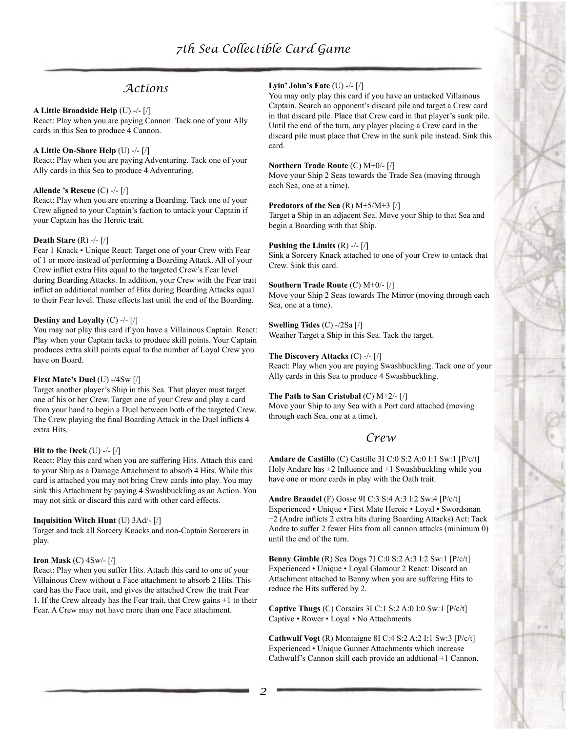## Actions

**A Little Broadside Help** (U) -/- [/]
React: Play when you are paying Cannon. Tack one of your Ally cards in this Sea to produce 4 Cannon.

**A Little On-Shore Help** (U) -/- [/]
React: Play when you are paying Adventuring. Tack one of your Ally cards in this Sea to produce 4 Adventuring.

**Allende 's Rescue** (C) -/- [/]
React: Play when you are entering a Boarding. Tack one of your Crew aligned to your Captain's faction to untack your Captain if your Captain has the Heroic trait.

**Death Stare** (R) -/- [/]
Fear 1 Knack • Unique React: Target one of your Crew with Fear of 1 or more instead of performing a Boarding Attack. All of your Crew inflict extra Hits equal to the targeted Crew's Fear level during Boarding Attacks. In addition, your Crew with the Fear trait inflict an additional number of Hits during Boarding Attacks equal to their Fear level. These effects last until the end of the Boarding.

**Destiny and Loyalty** (C) -/- [/]
You may not play this card if you have a Villainous Captain. React: Play when your Captain tacks to produce skill points. Your Captain produces extra skill points equal to the number of Loyal Crew you have on Board.

**First Mate's Duel** (U) -/4Sw [/]
Target another player's Ship in this Sea. That player must target one of his or her Crew. Target one of your Crew and play a card from your hand to begin a Duel between both of the targeted Crew. The Crew playing the final Boarding Attack in the Duel inflicts 4 extra Hits.

**Hit to the Deck** (U) -/- [/]
React: Play this card when you are suffering Hits. Attach this card to your Ship as a Damage Attachment to absorb 4 Hits. While this card is attached you may not bring Crew cards into play. You may sink this Attachment by paying 4 Swashbuckling as an Action. You may not sink or discard this card with other card effects.

**Inquisition Witch Hunt** (U) 3Ad/- [/]
Target and tack all Sorcery Knacks and non-Captain Sorcerers in play.

**Iron Mask** (C) 4Sw/- [/]
React: Play when you suffer Hits. Attach this card to one of your Villainous Crew without a Face attachment to absorb 2 Hits. This card has the Face trait, and gives the attached Crew the trait Fear 1. If the Crew already has the Fear trait, that Crew gains +1 to their Fear. A Crew may not have more than one Face attachment.

**Lyin' John's Fate** (U) -/- [/]
You may only play this card if you have an untacked Villainous Captain. Search an opponent's discard pile and target a Crew card in that discard pile. Place that Crew card in that player's sunk pile. Until the end of the turn, any player placing a Crew card in the discard pile must place that Crew in the sunk pile instead. Sink this card.

**Northern Trade Route** (C) M+0/- [/]
Move your Ship 2 Seas towards the Trade Sea (moving through each Sea, one at a time).

**Predators of the Sea** (R) M+5/M+3 [/]
Target a Ship in an adjacent Sea. Move your Ship to that Sea and begin a Boarding with that Ship.

**Pushing the Limits** (R) -/- [/]
Sink a Sorcery Knack attached to one of your Crew to untack that Crew. Sink this card.

**Southern Trade Route** (C) M+0/- [/]
Move your Ship 2 Seas towards The Mirror (moving through each Sea, one at a time).

**Swelling Tides** (C) -/2Sa [/]
Weather Target a Ship in this Sea. Tack the target.

**The Discovery Attacks** (C) -/- [/]
React: Play when you are paying Swashbuckling. Tack one of your Ally cards in this Sea to produce 4 Swashbuckling.

**The Path to San Cristobal** (C) M+2/- [/]
Move your Ship to any Sea with a Port card attached (moving through each Sea, one at a time).

## Crew

**Andare de Castillo** (C) Castille 3I C:0 S:2 A:0 I:1 Sw:1 [P/c/t]
Holy Andare has +2 Influence and +1 Swashbuckling while you have one or more cards in play with the Oath trait.

**Andre Braudel** (F) Gosse 9I C:3 S:4 A:3 I:2 Sw:4 [P/c/t]
Experienced • Unique • First Mate Heroic • Loyal • Swordsman +2 (Andre inflicts 2 extra hits during Boarding Attacks) Act: Tack Andre to suffer 2 fewer Hits from all cannon attacks (minimum 0) until the end of the turn.

**Benny Gimble** (R) Sea Dogs 7I C:0 S:2 A:3 I:2 Sw:1 [P/c/t]
Experienced • Unique • Loyal Glamour 2 React: Discard an Attachment attached to Benny when you are suffering Hits to reduce the Hits suffered by 2.

**Captive Thugs** (C) Corsairs 3I C:1 S:2 A:0 I:0 Sw:1 [P/c/t]
Captive • Rower • Loyal • No Attachments

**Cathwulf Vogt** (R) Montaigne 8I C:4 S:2 A:2 I:1 Sw:3 [P/c/t]
Experienced • Unique Gunner Attachments which increase Cathwulf's Cannon skill each provide an addtional +1 Cannon.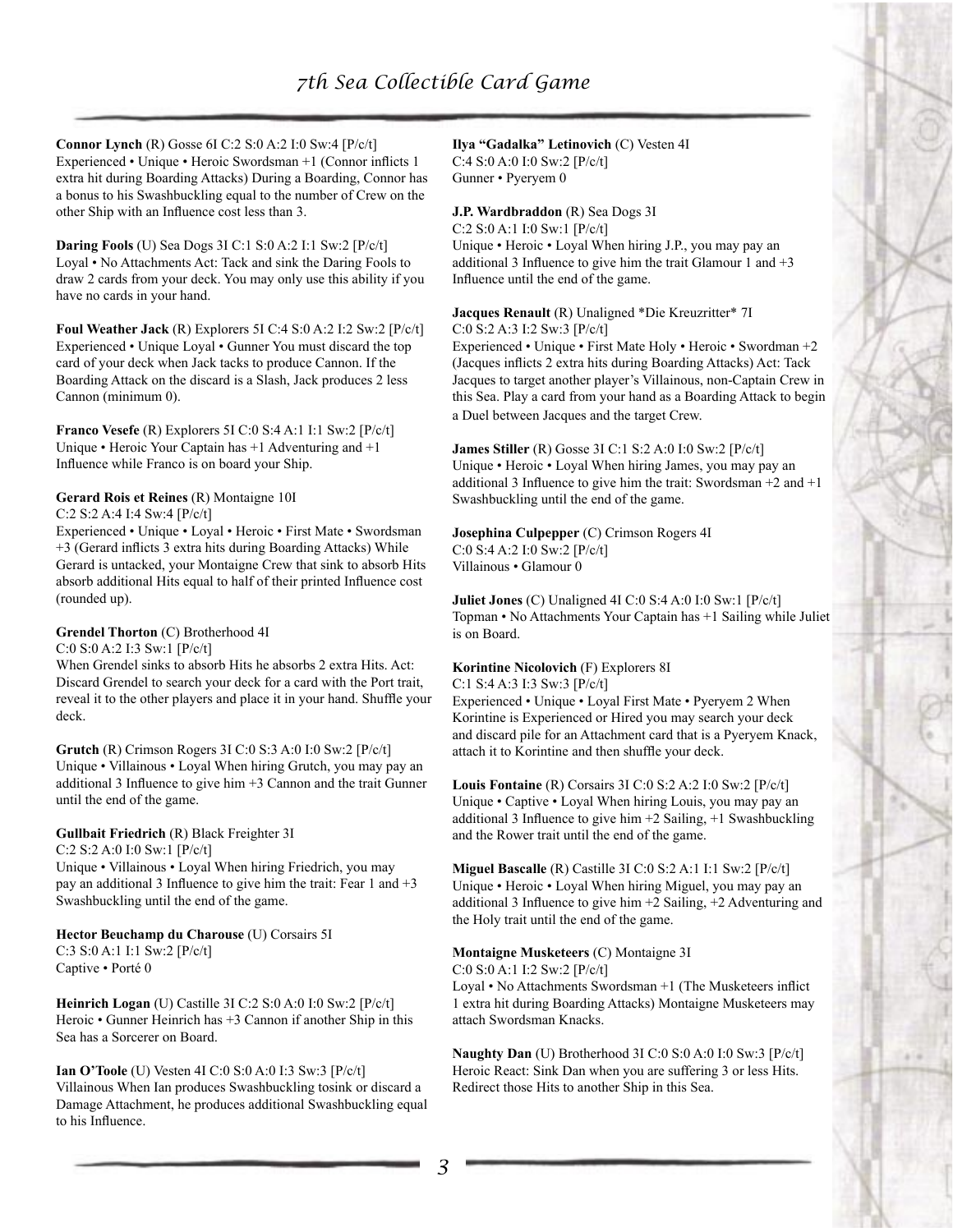**Connor Lynch** (R) Gosse 6I C:2 S:0 A:2 I:0 Sw:4 [P/c/t] Experienced • Unique • Heroic Swordsman +1 (Connor inflicts 1 extra hit during Boarding Attacks) During a Boarding, Connor has a bonus to his Swashbuckling equal to the number of Crew on the other Ship with an Influence cost less than 3.

**Daring Fools** (U) Sea Dogs 3I C:1 S:0 A:2 I:1 Sw:2 [P/c/t] Loyal • No Attachments Act: Tack and sink the Daring Fools to draw 2 cards from your deck. You may only use this ability if you have no cards in your hand.

**Foul Weather Jack** (R) Explorers 5I C:4 S:0 A:2 I:2 Sw:2 [P/c/t] Experienced • Unique Loyal • Gunner You must discard the top card of your deck when Jack tacks to produce Cannon. If the Boarding Attack on the discard is a Slash, Jack produces 2 less Cannon (minimum 0).

**Franco Vesefe** (R) Explorers 5I C:0 S:4 A:1 I:1 Sw:2 [P/c/t] Unique • Heroic Your Captain has +1 Adventuring and +1 Influence while Franco is on board your Ship.

**Gerard Rois et Reines** (R) Montaigne 10I
C:2 S:2 A:4 I:4 Sw:4 [P/c/t]
Experienced • Unique • Loyal • Heroic • First Mate • Swordsman +3 (Gerard inflicts 3 extra hits during Boarding Attacks) While Gerard is untacked, your Montaigne Crew that sink to absorb Hits absorb additional Hits equal to half of their printed Influence cost (rounded up).

**Grendel Thorton** (C) Brotherhood 4I
C:0 S:0 A:2 I:3 Sw:1 [P/c/t]
When Grendel sinks to absorb Hits he absorbs 2 extra Hits. Act: Discard Grendel to search your deck for a card with the Port trait, reveal it to the other players and place it in your hand. Shuffle your deck.

**Grutch** (R) Crimson Rogers 3I C:0 S:3 A:0 I:0 Sw:2 [P/c/t] Unique • Villainous • Loyal When hiring Grutch, you may pay an additional 3 Influence to give him +3 Cannon and the trait Gunner until the end of the game.

**Gullbait Friedrich** (R) Black Freighter 3I
C:2 S:2 A:0 I:0 Sw:1 [P/c/t]
Unique • Villainous • Loyal When hiring Friedrich, you may pay an additional 3 Influence to give him the trait: Fear 1 and +3 Swashbuckling until the end of the game.

**Hector Beuchamp du Charouse** (U) Corsairs 5I
C:3 S:0 A:1 I:1 Sw:2 [P/c/t]
Captive • Porté 0

**Heinrich Logan** (U) Castille 3I C:2 S:0 A:0 I:0 Sw:2 [P/c/t] Heroic • Gunner Heinrich has +3 Cannon if another Ship in this Sea has a Sorcerer on Board.

**Ian O'Toole** (U) Vesten 4I C:0 S:0 A:0 I:3 Sw:3 [P/c/t] Villainous When Ian produces Swashbuckling tosink or discard a Damage Attachment, he produces additional Swashbuckling equal to his Influence.

**Ilya "Gadalka" Letinovich** (C) Vesten 4I
C:4 S:0 A:0 I:0 Sw:2 [P/c/t]
Gunner • Pyeryem 0

**J.P. Wardbraddon** (R) Sea Dogs 3I
C:2 S:0 A:1 I:0 Sw:1 [P/c/t]
Unique • Heroic • Loyal When hiring J.P., you may pay an additional 3 Influence to give him the trait Glamour 1 and +3 Influence until the end of the game.

**Jacques Renault** (R) Unaligned *Die Kreuzritter* 7I
C:0 S:2 A:3 I:2 Sw:3 [P/c/t]
Experienced • Unique • First Mate Holy • Heroic • Swordman +2 (Jacques inflicts 2 extra hits during Boarding Attacks) Act: Tack Jacques to target another player's Villainous, non-Captain Crew in this Sea. Play a card from your hand as a Boarding Attack to begin a Duel between Jacques and the target Crew.

**James Stiller** (R) Gosse 3I C:1 S:2 A:0 I:0 Sw:2 [P/c/t] Unique • Heroic • Loyal When hiring James, you may pay an additional 3 Influence to give him the trait: Swordsman +2 and +1 Swashbuckling until the end of the game.

**Josephina Culpepper** (C) Crimson Rogers 4I
C:0 S:4 A:2 I:0 Sw:2 [P/c/t]
Villainous • Glamour 0

**Juliet Jones** (C) Unaligned 4I C:0 S:4 A:0 I:0 Sw:1 [P/c/t] Topman • No Attachments Your Captain has +1 Sailing while Juliet is on Board.

**Korintine Nicolovich** (F) Explorers 8I
C:1 S:4 A:3 I:3 Sw:3 [P/c/t]
Experienced • Unique • Loyal First Mate • Pyeryem 2 When Korintine is Experienced or Hired you may search your deck and discard pile for an Attachment card that is a Pyeryem Knack, attach it to Korintine and then shuffle your deck.

**Louis Fontaine** (R) Corsairs 3I C:0 S:2 A:2 I:0 Sw:2 [P/c/t] Unique • Captive • Loyal When hiring Louis, you may pay an additional 3 Influence to give him +2 Sailing, +1 Swashbuckling and the Rower trait until the end of the game.

**Miguel Bascalle** (R) Castille 3I C:0 S:2 A:1 I:1 Sw:2 [P/c/t] Unique • Heroic • Loyal When hiring Miguel, you may pay an additional 3 Influence to give him +2 Sailing, +2 Adventuring and the Holy trait until the end of the game.

**Montaigne Musketeers** (C) Montaigne 3I
C:0 S:0 A:1 I:2 Sw:2 [P/c/t]
Loyal • No Attachments Swordsman +1 (The Musketeers inflict 1 extra hit during Boarding Attacks) Montaigne Musketeers may attach Swordsman Knacks.

**Naughty Dan** (U) Brotherhood 3I C:0 S:0 A:0 I:0 Sw:3 [P/c/t] Heroic React: Sink Dan when you are suffering 3 or less Hits. Redirect those Hits to another Ship in this Sea.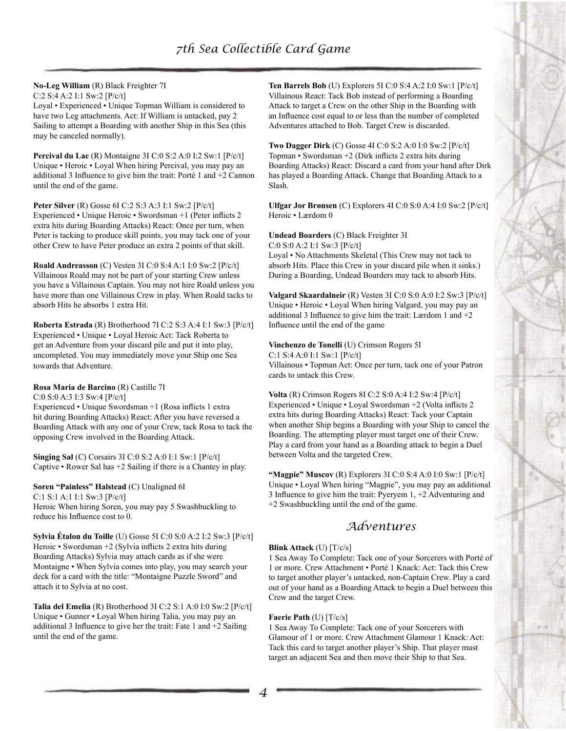**No-Leg William** (R) Black Freighter 7I
C:2 S:4 A:2 I:1 Sw:2 [P/c/t]
Loyal • Experienced • Unique Topman William is considered to have two Leg attachments. Act: If William is untacked, pay 2 Sailing to attempt a Boarding with another Ship in this Sea (this may be canceled normally).

**Percival du Lac** (R) Montaigne 3I C:0 S:2 A:0 I:2 Sw:1 [P/c/t] Unique • Heroic • Loyal When hiring Percival, you may pay an additional 3 Influence to give him the trait: Porté 1 and +2 Cannon until the end of the game.

**Peter Silver** (R) Gosse 6I C:2 S:3 A:3 I:1 Sw:2 [P/c/t] Experienced • Unique Heroic • Swordsman +1 (Peter inflicts 2 extra hits during Boarding Attacks) React: Once per turn, when Peter is tacking to produce skill points, you may tack one of your other Crew to have Peter produce an extra 2 points of that skill.

**Roald Andreasson** (C) Vesten 3I C:0 S:4 A:1 I:0 Sw:2 [P/c/t] Villainous Roald may not be part of your starting Crew unless you have a Villainous Captain. You may not hire Roald unless you have more than one Villainous Crew in play. When Roald tacks to absorb Hits he absorbs 1 extra Hit.

**Roberta Estrada** (R) Brotherhood 7I C:2 S:3 A:4 I:1 Sw:3 [P/c/t] Experienced • Unique • Loyal Heroic Act: Tack Roberta to get an Adventure from your discard pile and put it into play, uncompleted. You may immediately move your Ship one Sea towards that Adventure.

**Rosa Maria de Barcino** (R) Castille 7I
C:0 S:0 A:3 I:3 Sw:4 [P/c/t]
Experienced • Unique Swordsman +1 (Rosa inflicts 1 extra hit during Boarding Attacks) React: After you have reversed a Boarding Attack with any one of your Crew, tack Rosa to tack the opposing Crew involved in the Boarding Attack.

**Singing Sal** (C) Corsairs 3I C:0 S:2 A:0 I:1 Sw:1 [P/c/t] Captive • Rower Sal has +2 Sailing if there is a Chantey in play.

**Soren "Painless" Halstead** (C) Unaligned 6I
C:1 S:1 A:1 I:1 Sw:3 [P/c/t]
Heroic When hiring Soren, you may pay 5 Swashbuckling to reduce his Influence cost to 0.

**Sylvia Étalon du Toille** (U) Gosse 5I C:0 S:0 A:2 I:2 Sw:3 [P/c/t] Heroic • Swordsman +2 (Sylvia inflicts 2 extra hits during Boarding Attacks) Sylvia may attach cards as if she were Montaigne • When Sylvia comes into play, you may search your deck for a card with the title: "Montaigne Puzzle Sword" and attach it to Sylvia at no cost.

**Talia del Emelia** (R) Brotherhood 3I C:2 S:1 A:0 I:0 Sw:2 [P/c/t] Unique • Gunner • Loyal When hiring Talia, you may pay an additional 3 Influence to give her the trait: Fate 1 and +2 Sailing until the end of the game.

**Ten Barrels Bob** (U) Explorers 5I C:0 S:4 A:2 I:0 Sw:1 [P/c/t] Villainous React: Tack Bob instead of performing a Boarding Attack to target a Crew on the other Ship in the Boarding with an Influence cost equal to or less than the number of completed Adventures attached to Bob. Target Crew is discarded.

**Two Dagger Dirk** (C) Gosse 4I C:0 S:2 A:0 I:0 Sw:2 [P/c/t] Topman • Swordsman +2 (Dirk inflicts 2 extra hits during Boarding Attacks) React: Discard a card from your hand after Dirk has played a Boarding Attack. Change that Boarding Attack to a Slash.

**Ulfgar Jor Brønsen** (C) Explorers 4I C:0 S:0 A:4 I:0 Sw:2 [P/c/t] Heroic • Lærdom 0

**Undead Boarders** (C) Black Freighter 3I
C:0 S:0 A:2 I:1 Sw:3 [P/c/t]
Loyal • No Attachments Skeletal (This Crew may not tack to absorb Hits. Place this Crew in your discard pile when it sinks.) During a Boarding, Undead Boarders may tack to absorb Hits.

**Valgard Skaardalneir** (R) Vesten 3I C:0 S:0 A:0 I:2 Sw:3 [P/c/t] Unique • Heroic • Loyal When hiring Valgard, you may pay an additional 3 Influence to give him the trait: Lærdom 1 and +2 Influence until the end of the game

**Vinchenzo de Tonelli** (U) Crimson Rogers 5I
C:1 S:4 A:0 I:1 Sw:1 [P/c/t]
Villainous • Topman Act: Once per turn, tack one of your Patron cards to untack this Crew.

**Volta** (R) Crimson Rogers 8I C:2 S:0 A:4 I:2 Sw:4 [P/c/t] Experienced • Unique • Loyal Swordsman +2 (Volta inflicts 2 extra hits during Boarding Attacks) React: Tack your Captain when another Ship begins a Boarding with your Ship to cancel the Boarding. The attempting player must target one of their Crew. Play a card from your hand as a Boarding attack to begin a Duel between Volta and the targeted Crew.

**"Magpie" Muscov** (R) Explorers 3I C:0 S:4 A:0 I:0 Sw:1 [P/c/t] Unique • Loyal When hiring "Magpie", you may pay an additional 3 Influence to give him the trait: Pyeryem 1, +2 Adventuring and +2 Swashbuckling until the end of the game.

## Adventures

**Blink Attack** (U) [T/c/s]
1 Sea Away To Complete: Tack one of your Sorcerers with Porté of 1 or more. Crew Attachment • Porté 1 Knack: Act: Tack this Crew to target another player's untacked, non-Captain Crew. Play a card out of your hand as a Boarding Attack to begin a Duel between this Crew and the target Crew.

**Faerie Path** (U) [T/c/s]
1 Sea Away To Complete: Tack one of your Sorcerers with Glamour of 1 or more. Crew Attachment Glamour 1 Knack: Act: Tack this card to target another player's Ship. That player must target an adjacent Sea and then move their Ship to that Sea.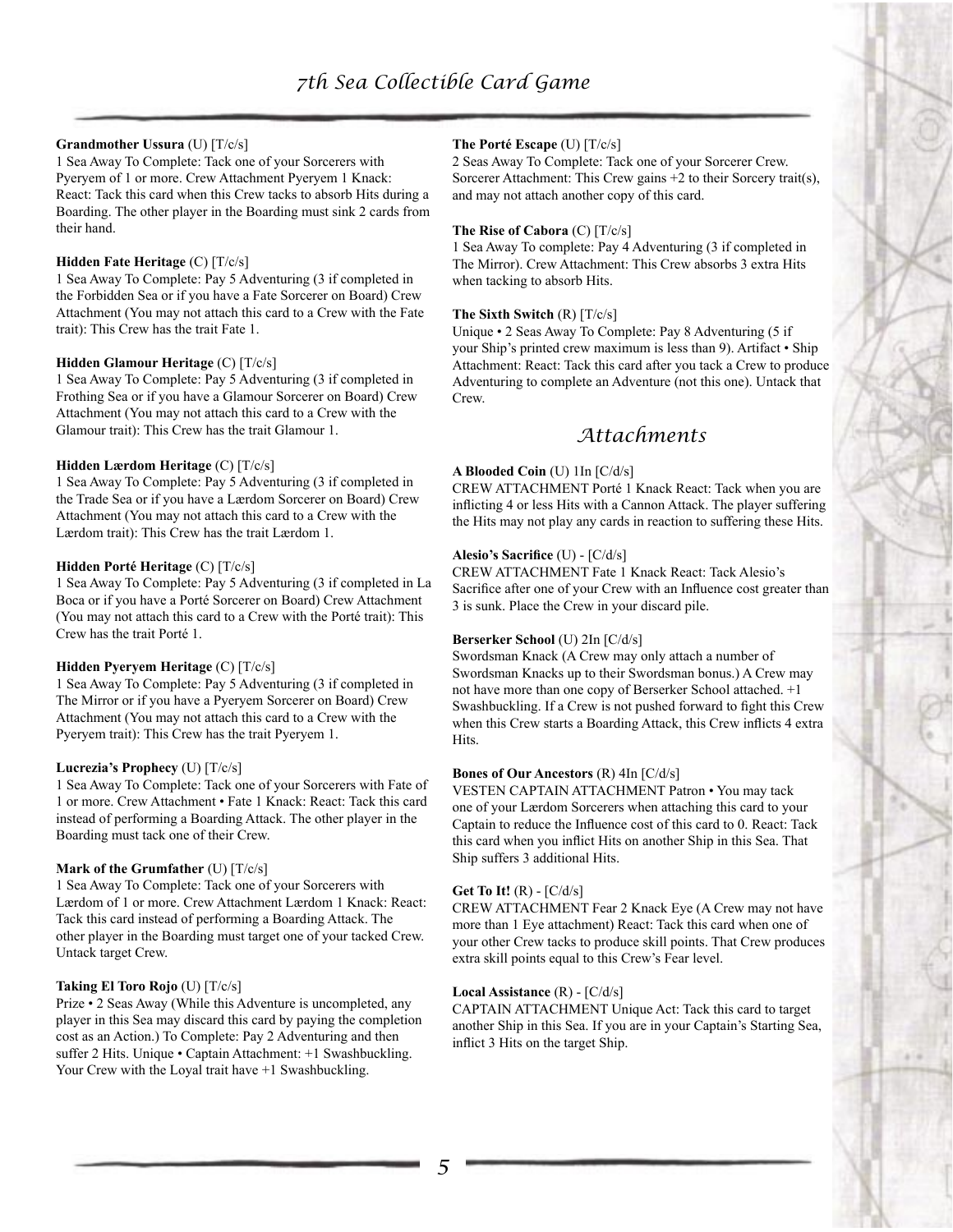**Grandmother Ussura** (U) [T/c/s]
1 Sea Away To Complete: Tack one of your Sorcerers with Pyeryem of 1 or more. Crew Attachment Pyeryem 1 Knack: React: Tack this card when this Crew tacks to absorb Hits during a Boarding. The other player in the Boarding must sink 2 cards from their hand.

**Hidden Fate Heritage** (C) [T/c/s]
1 Sea Away To Complete: Pay 5 Adventuring (3 if completed in the Forbidden Sea or if you have a Fate Sorcerer on Board) Crew Attachment (You may not attach this card to a Crew with the Fate trait): This Crew has the trait Fate 1.

**Hidden Glamour Heritage** (C) [T/c/s]
1 Sea Away To Complete: Pay 5 Adventuring (3 if completed in Frothing Sea or if you have a Glamour Sorcerer on Board) Crew Attachment (You may not attach this card to a Crew with the Glamour trait): This Crew has the trait Glamour 1.

**Hidden Lærdom Heritage** (C) [T/c/s]
1 Sea Away To Complete: Pay 5 Adventuring (3 if completed in the Trade Sea or if you have a Lærdom Sorcerer on Board) Crew Attachment (You may not attach this card to a Crew with the Lærdom trait): This Crew has the trait Lærdom 1.

**Hidden Porté Heritage** (C) [T/c/s]
1 Sea Away To Complete: Pay 5 Adventuring (3 if completed in La Boca or if you have a Porté Sorcerer on Board) Crew Attachment (You may not attach this card to a Crew with the Porté trait): This Crew has the trait Porté 1.

**Hidden Pyeryem Heritage** (C) [T/c/s]
1 Sea Away To Complete: Pay 5 Adventuring (3 if completed in The Mirror or if you have a Pyeryem Sorcerer on Board) Crew Attachment (You may not attach this card to a Crew with the Pyeryem trait): This Crew has the trait Pyeryem 1.

**Lucrezia's Prophecy** (U) [T/c/s]
1 Sea Away To Complete: Tack one of your Sorcerers with Fate of 1 or more. Crew Attachment • Fate 1 Knack: React: Tack this card instead of performing a Boarding Attack. The other player in the Boarding must tack one of their Crew.

**Mark of the Grumfather** (U) [T/c/s]
1 Sea Away To Complete: Tack one of your Sorcerers with Lærdom of 1 or more. Crew Attachment Lærdom 1 Knack: React: Tack this card instead of performing a Boarding Attack. The other player in the Boarding must target one of your tacked Crew. Untack target Crew.

**Taking El Toro Rojo** (U) [T/c/s]
Prize • 2 Seas Away (While this Adventure is uncompleted, any player in this Sea may discard this card by paying the completion cost as an Action.) To Complete: Pay 2 Adventuring and then suffer 2 Hits. Unique • Captain Attachment: +1 Swashbuckling. Your Crew with the Loyal trait have +1 Swashbuckling.

**The Porté Escape** (U) [T/c/s]
2 Seas Away To Complete: Tack one of your Sorcerer Crew. Sorcerer Attachment: This Crew gains +2 to their Sorcery trait(s), and may not attach another copy of this card.

**The Rise of Cabora** (C) [T/c/s]
1 Sea Away To complete: Pay 4 Adventuring (3 if completed in The Mirror). Crew Attachment: This Crew absorbs 3 extra Hits when tacking to absorb Hits.

**The Sixth Switch** (R) [T/c/s]
Unique • 2 Seas Away To Complete: Pay 8 Adventuring (5 if your Ship's printed crew maximum is less than 9). Artifact • Ship Attachment: React: Tack this card after you tack a Crew to produce Adventuring to complete an Adventure (not this one). Untack that Crew.

## Attachments

**A Blooded Coin** (U) 1In [C/d/s]
CREW ATTACHMENT Porté 1 Knack React: Tack when you are inflicting 4 or less Hits with a Cannon Attack. The player suffering the Hits may not play any cards in reaction to suffering these Hits.

**Alesio's Sacrifice** (U) - [C/d/s]
CREW ATTACHMENT Fate 1 Knack React: Tack Alesio's Sacrifice after one of your Crew with an Influence cost greater than 3 is sunk. Place the Crew in your discard pile.

**Berserker School** (U) 2In [C/d/s]
Swordsman Knack (A Crew may only attach a number of Swordsman Knacks up to their Swordsman bonus.) A Crew may not have more than one copy of Berserker School attached. +1 Swashbuckling. If a Crew is not pushed forward to fight this Crew when this Crew starts a Boarding Attack, this Crew inflicts 4 extra Hits.

**Bones of Our Ancestors** (R) 4In [C/d/s]
VESTEN CAPTAIN ATTACHMENT Patron • You may tack one of your Lærdom Sorcerers when attaching this card to your Captain to reduce the Influence cost of this card to 0. React: Tack this card when you inflict Hits on another Ship in this Sea. That Ship suffers 3 additional Hits.

**Get To It!** (R) - [C/d/s]
CREW ATTACHMENT Fear 2 Knack Eye (A Crew may not have more than 1 Eye attachment) React: Tack this card when one of your other Crew tacks to produce skill points. That Crew produces extra skill points equal to this Crew's Fear level.

**Local Assistance** (R) - [C/d/s]
CAPTAIN ATTACHMENT Unique Act: Tack this card to target another Ship in this Sea. If you are in your Captain's Starting Sea, inflict 3 Hits on the target Ship.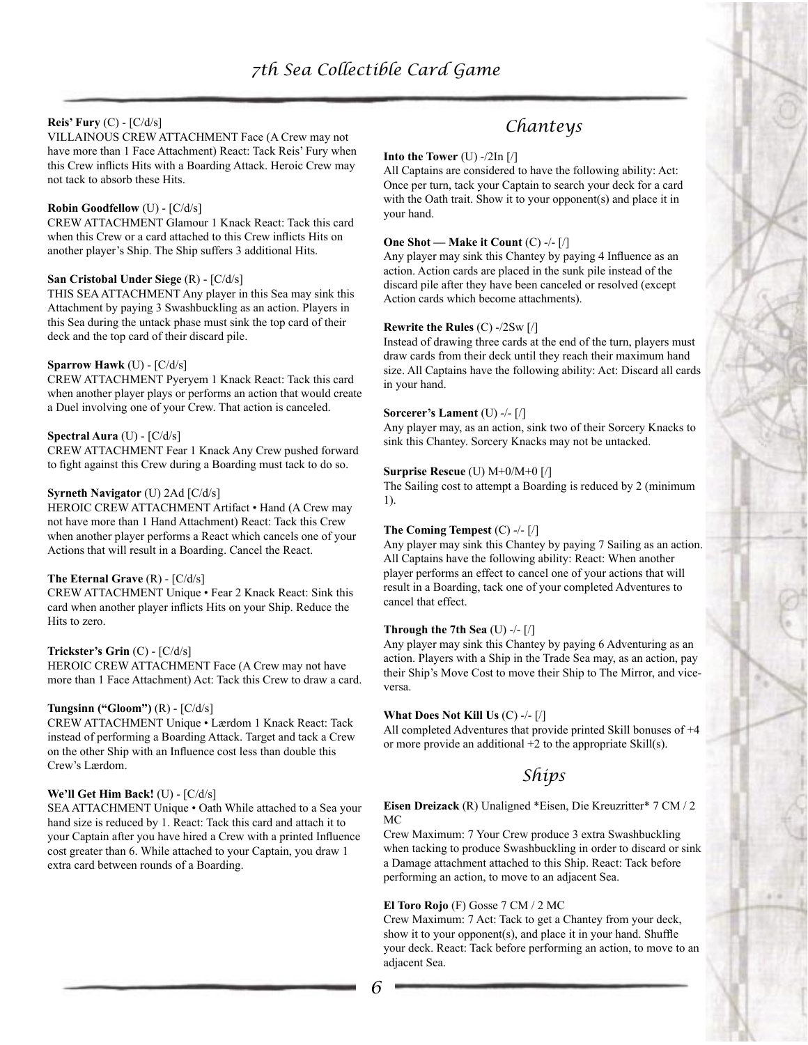**Reis' Fury** (C) - [C/d/s]
VILLAINOUS CREW ATTACHMENT Face (A Crew may not have more than 1 Face Attachment) React: Tack Reis' Fury when this Crew inflicts Hits with a Boarding Attack. Heroic Crew may not tack to absorb these Hits.

**Robin Goodfellow** (U) - [C/d/s]
CREW ATTACHMENT Glamour 1 Knack React: Tack this card when this Crew or a card attached to this Crew inflicts Hits on another player's Ship. The Ship suffers 3 additional Hits.

**San Cristobal Under Siege** (R) - [C/d/s]
THIS SEA ATTACHMENT Any player in this Sea may sink this Attachment by paying 3 Swashbuckling as an action. Players in this Sea during the untack phase must sink the top card of their deck and the top card of their discard pile.

**Sparrow Hawk** (U) - [C/d/s]
CREW ATTACHMENT Pyeryem 1 Knack React: Tack this card when another player plays or performs an action that would create a Duel involving one of your Crew. That action is canceled.

**Spectral Aura** (U) - [C/d/s]
CREW ATTACHMENT Fear 1 Knack Any Crew pushed forward to fight against this Crew during a Boarding must tack to do so.

**Syrneth Navigator** (U) 2Ad [C/d/s]
HEROIC CREW ATTACHMENT Artifact • Hand (A Crew may not have more than 1 Hand Attachment) React: Tack this Crew when another player performs a React which cancels one of your Actions that will result in a Boarding. Cancel the React.

**The Eternal Grave** (R) - [C/d/s]
CREW ATTACHMENT Unique • Fear 2 Knack React: Sink this card when another player inflicts Hits on your Ship. Reduce the Hits to zero.

**Trickster's Grin** (C) - [C/d/s]
HEROIC CREW ATTACHMENT Face (A Crew may not have more than 1 Face Attachment) Act: Tack this Crew to draw a card.

**Tungsinn ("Gloom")** (R) - [C/d/s]
CREW ATTACHMENT Unique • Lærdom 1 Knack React: Tack instead of performing a Boarding Attack. Target and tack a Crew on the other Ship with an Influence cost less than double this Crew's Lærdom.

**We'll Get Him Back!** (U) - [C/d/s]
SEA ATTACHMENT Unique • Oath While attached to a Sea your hand size is reduced by 1. React: Tack this card and attach it to your Captain after you have hired a Crew with a printed Influence cost greater than 6. While attached to your Captain, you draw 1 extra card between rounds of a Boarding.

## Chanteys

**Into the Tower** (U) -/2In [/]
All Captains are considered to have the following ability: Act: Once per turn, tack your Captain to search your deck for a card with the Oath trait. Show it to your opponent(s) and place it in your hand.

**One Shot — Make it Count** (C) -/- [/]
Any player may sink this Chantey by paying 4 Influence as an action. Action cards are placed in the sunk pile instead of the discard pile after they have been canceled or resolved (except Action cards which become attachments).

**Rewrite the Rules** (C) -/2Sw [/]
Instead of drawing three cards at the end of the turn, players must draw cards from their deck until they reach their maximum hand size. All Captains have the following ability: Act: Discard all cards in your hand.

**Sorcerer's Lament** (U) -/- [/]
Any player may, as an action, sink two of their Sorcery Knacks to sink this Chantey. Sorcery Knacks may not be untacked.

**Surprise Rescue** (U) M+0/M+0 [/]
The Sailing cost to attempt a Boarding is reduced by 2 (minimum 1).

**The Coming Tempest** (C) -/- [/]
Any player may sink this Chantey by paying 7 Sailing as an action. All Captains have the following ability: React: When another player performs an effect to cancel one of your actions that will result in a Boarding, tack one of your completed Adventures to cancel that effect.

**Through the 7th Sea** (U) -/- [/]
Any player may sink this Chantey by paying 6 Adventuring as an action. Players with a Ship in the Trade Sea may, as an action, pay their Ship's Move Cost to move their Ship to The Mirror, and vice-versa.

**What Does Not Kill Us** (C) -/- [/]
All completed Adventures that provide printed Skill bonuses of +4 or more provide an additional +2 to the appropriate Skill(s).

## Ships

**Eisen Dreizack** (R) Unaligned *Eisen, Die Kreuzritter* 7 CM / 2 MC
Crew Maximum: 7 Your Crew produce 3 extra Swashbuckling when tacking to produce Swashbuckling in order to discard or sink a Damage attachment attached to this Ship. React: Tack before performing an action, to move to an adjacent Sea.

**El Toro Rojo** (F) Gosse 7 CM / 2 MC
Crew Maximum: 7 Act: Tack to get a Chantey from your deck, show it to your opponent(s), and place it in your hand. Shuffle your deck. React: Tack before performing an action, to move to an adjacent Sea.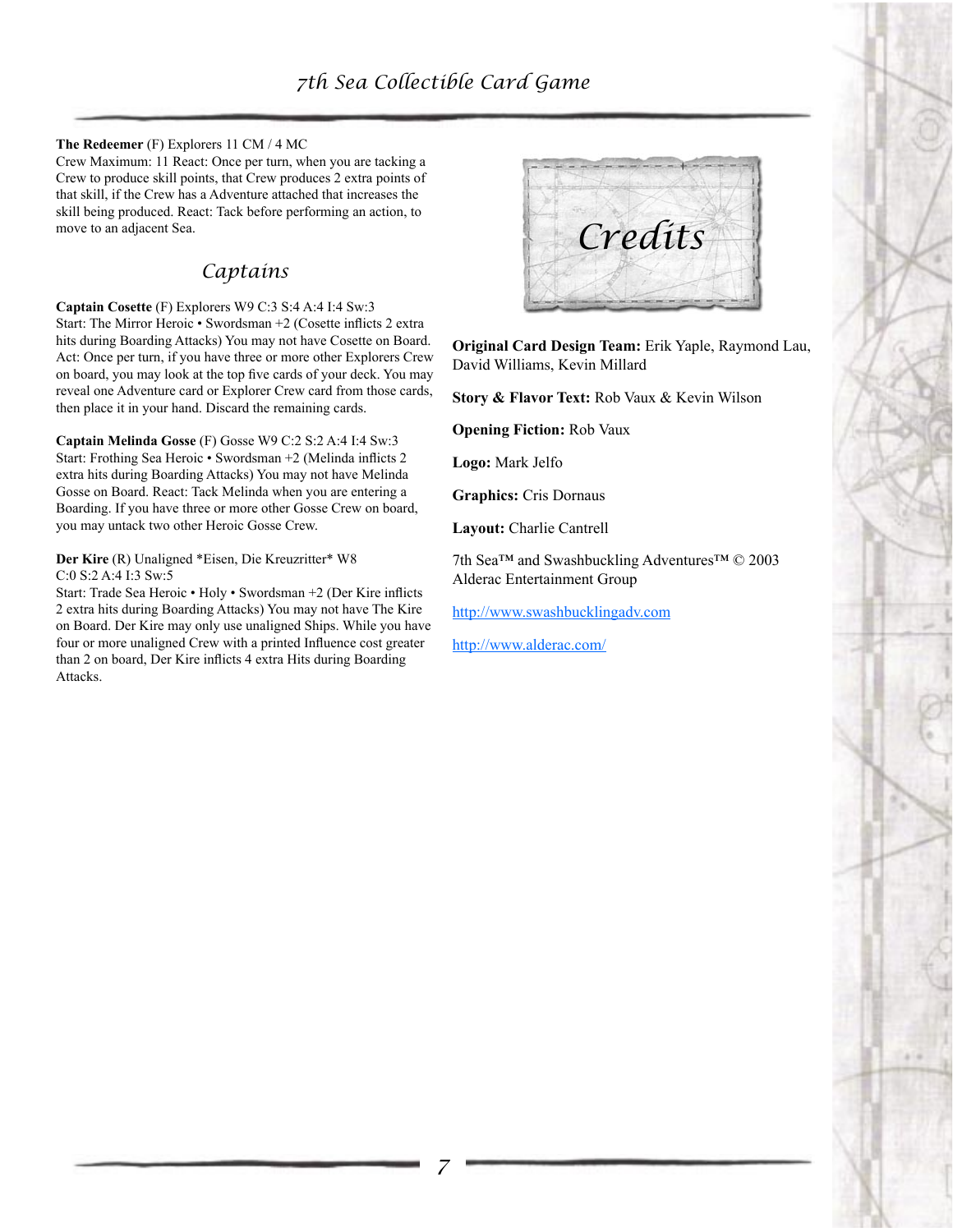**The Redeemer** (F) Explorers 11 CM / 4 MC
Crew Maximum: 11 React: Once per turn, when you are tacking a Crew to produce skill points, that Crew produces 2 extra points of that skill, if the Crew has a Adventure attached that increases the skill being produced. React: Tack before performing an action, to move to an adjacent Sea.

## Captains

**Captain Cosette** (F) Explorers W9 C:3 S:4 A:4 I:4 Sw:3
Start: The Mirror Heroic • Swordsman +2 (Cosette inflicts 2 extra hits during Boarding Attacks) You may not have Cosette on Board. Act: Once per turn, if you have three or more other Explorers Crew on board, you may look at the top five cards of your deck. You may reveal one Adventure card or Explorer Crew card from those cards, then place it in your hand. Discard the remaining cards.

**Captain Melinda Gosse** (F) Gosse W9 C:2 S:2 A:4 I:4 Sw:3
Start: Frothing Sea Heroic • Swordsman +2 (Melinda inflicts 2 extra hits during Boarding Attacks) You may not have Melinda Gosse on Board. React: Tack Melinda when you are entering a Boarding. If you have three or more other Gosse Crew on board, you may untack two other Heroic Gosse Crew.

**Der Kire** (R) Unaligned *Eisen, Die Kreuzritter* W8
C:0 S:2 A:4 I:3 Sw:5
Start: Trade Sea Heroic • Holy • Swordsman +2 (Der Kire inflicts 2 extra hits during Boarding Attacks) You may not have The Kire on Board. Der Kire may only use unaligned Ships. While you have four or more unaligned Crew with a printed Influence cost greater than 2 on board, Der Kire inflicts 4 extra Hits during Boarding Attacks.

## Credits

**Original Card Design Team:** Erik Yaple, Raymond Lau, David Williams, Kevin Millard

**Story & Flavor Text:** Rob Vaux & Kevin Wilson

**Opening Fiction:** Rob Vaux

**Logo:** Mark Jelfo

**Graphics:** Cris Dornaus

**Layout:** Charlie Cantrell

7th Sea™ and Swashbuckling Adventures™ © 2003 Alderac Entertainment Group

http://www.swashbucklingadv.com

http://www.alderac.com/